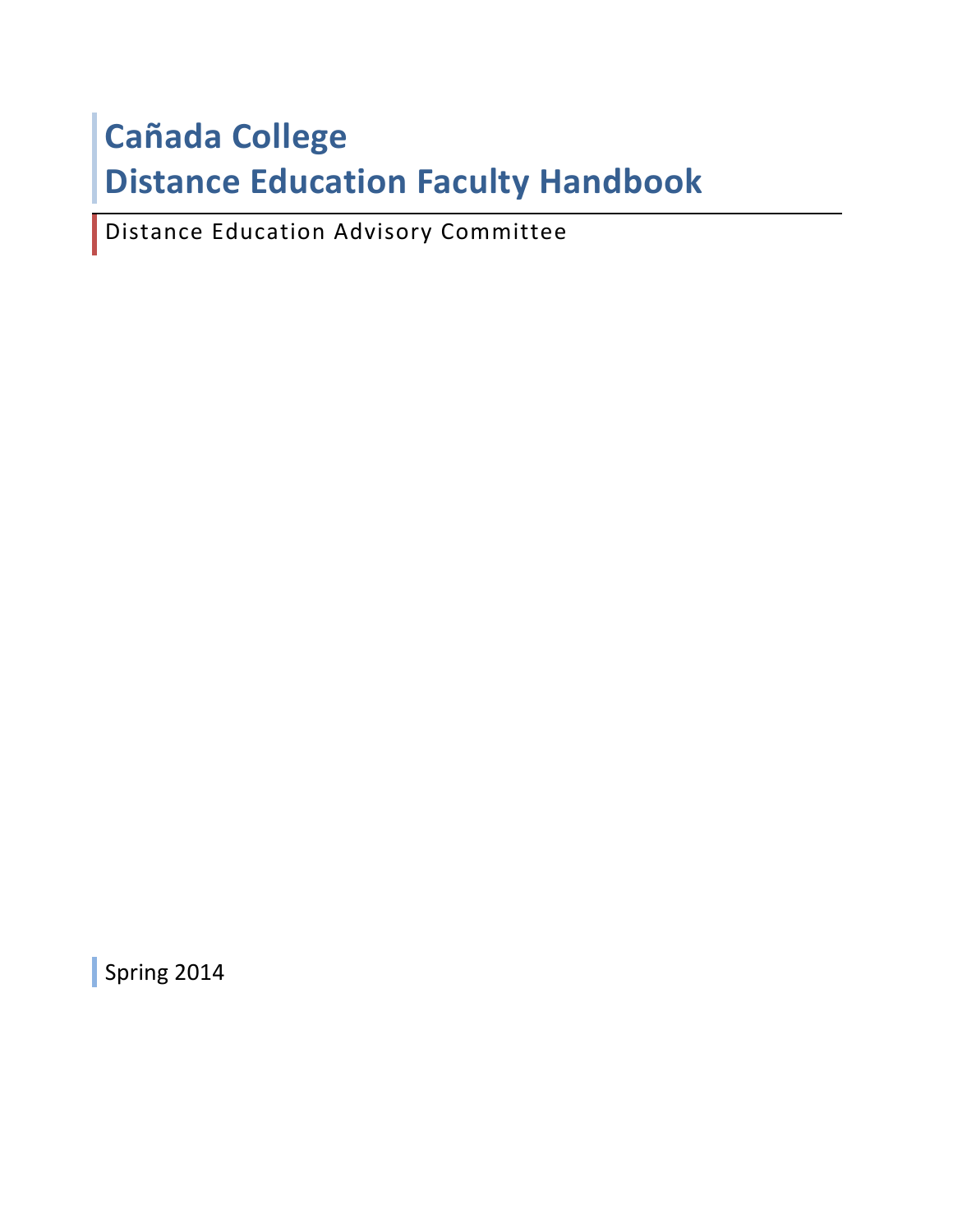# Cañada College
# Distance Education Faculty Handbook

Distance Education Advisory Committee

Spring 2014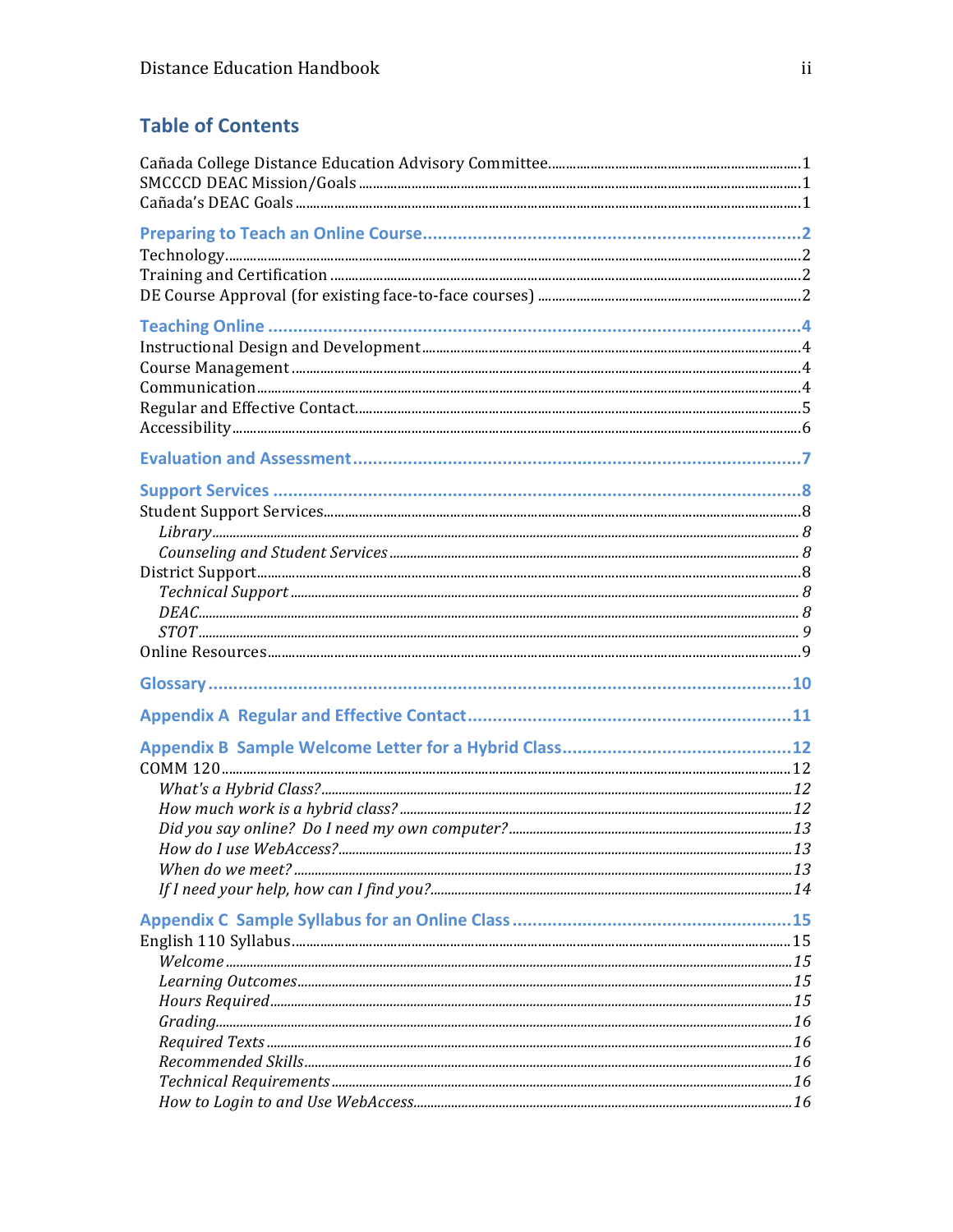## Table of Contents

Cañada College Distance Education Advisory Committee 1
SMCCCD DEAC Mission/Goals 1
Cañada's DEAC Goals 1

**Preparing to Teach an Online Course** 2
Technology 2
Training and Certification 2
DE Course Approval (for existing face-to-face courses) 2

**Teaching Online** 4
Instructional Design and Development 4
Course Management 4
Communication 4
Regular and Effective Contact 5
Accessibility 6

**Evaluation and Assessment** 7

**Support Services** 8
Student Support Services 8
- *Library* 8
- *Counseling and Student Services* 8

District Support 8
- *Technical Support* 8
- *DEAC* 8
- *STOT* 9

Online Resources 9

**Glossary** 10

**Appendix A Regular and Effective Contact** 11

**Appendix B Sample Welcome Letter for a Hybrid Class** 12
COMM 120 12
- *What's a Hybrid Class?* 12
- *How much work is a hybrid class?* 12
- *Did you say online? Do I need my own computer?* 13
- *How do I use WebAccess?* 13
- *When do we meet?* 13
- *If I need your help, how can I find you?* 14

**Appendix C Sample Syllabus for an Online Class** 15
English 110 Syllabus 15
- *Welcome* 15
- *Learning Outcomes* 15
- *Hours Required* 15
- *Grading* 16
- *Required Texts* 16
- *Recommended Skills* 16
- *Technical Requirements* 16
- *How to Login to and Use WebAccess* 16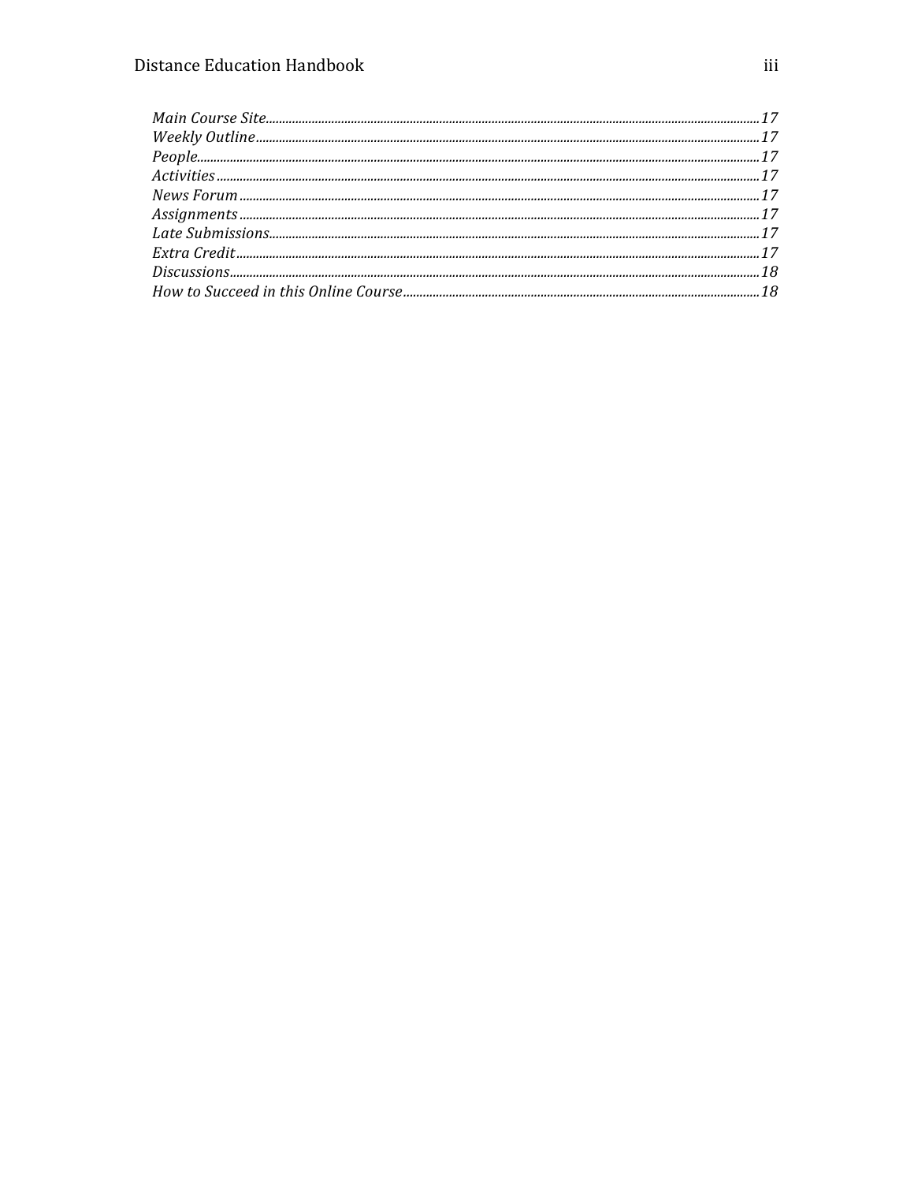*Main Course Site* ...................................................................... 17
*Weekly Outline* ...................................................................... 17
*People* ...................................................................... 17
*Activities* ...................................................................... 17
*News Forum* ...................................................................... 17
*Assignments* ...................................................................... 17
*Late Submissions* ...................................................................... 17
*Extra Credit* ...................................................................... 17
*Discussions* ...................................................................... 18
*How to Succeed in this Online Course* ...................................................................... 18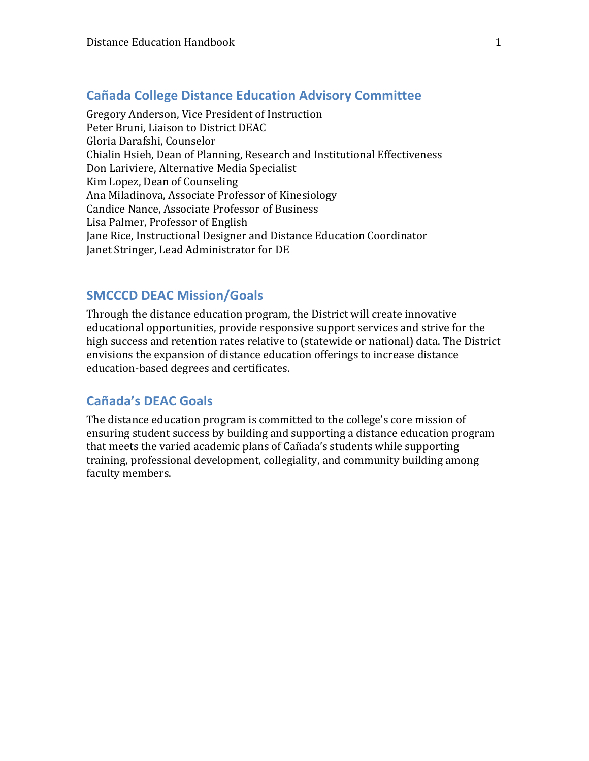## Cañada College Distance Education Advisory Committee

Gregory Anderson, Vice President of Instruction
Peter Bruni, Liaison to District DEAC
Gloria Darafshi, Counselor
Chialin Hsieh, Dean of Planning, Research and Institutional Effectiveness
Don Lariviere, Alternative Media Specialist
Kim Lopez, Dean of Counseling
Ana Miladinova, Associate Professor of Kinesiology
Candice Nance, Associate Professor of Business
Lisa Palmer, Professor of English
Jane Rice, Instructional Designer and Distance Education Coordinator
Janet Stringer, Lead Administrator for DE

## SMCCCD DEAC Mission/Goals

Through the distance education program, the District will create innovative educational opportunities, provide responsive support services and strive for the high success and retention rates relative to (statewide or national) data. The District envisions the expansion of distance education offerings to increase distance education-based degrees and certificates.

## Cañada's DEAC Goals

The distance education program is committed to the college's core mission of ensuring student success by building and supporting a distance education program that meets the varied academic plans of Cañada's students while supporting training, professional development, collegiality, and community building among faculty members.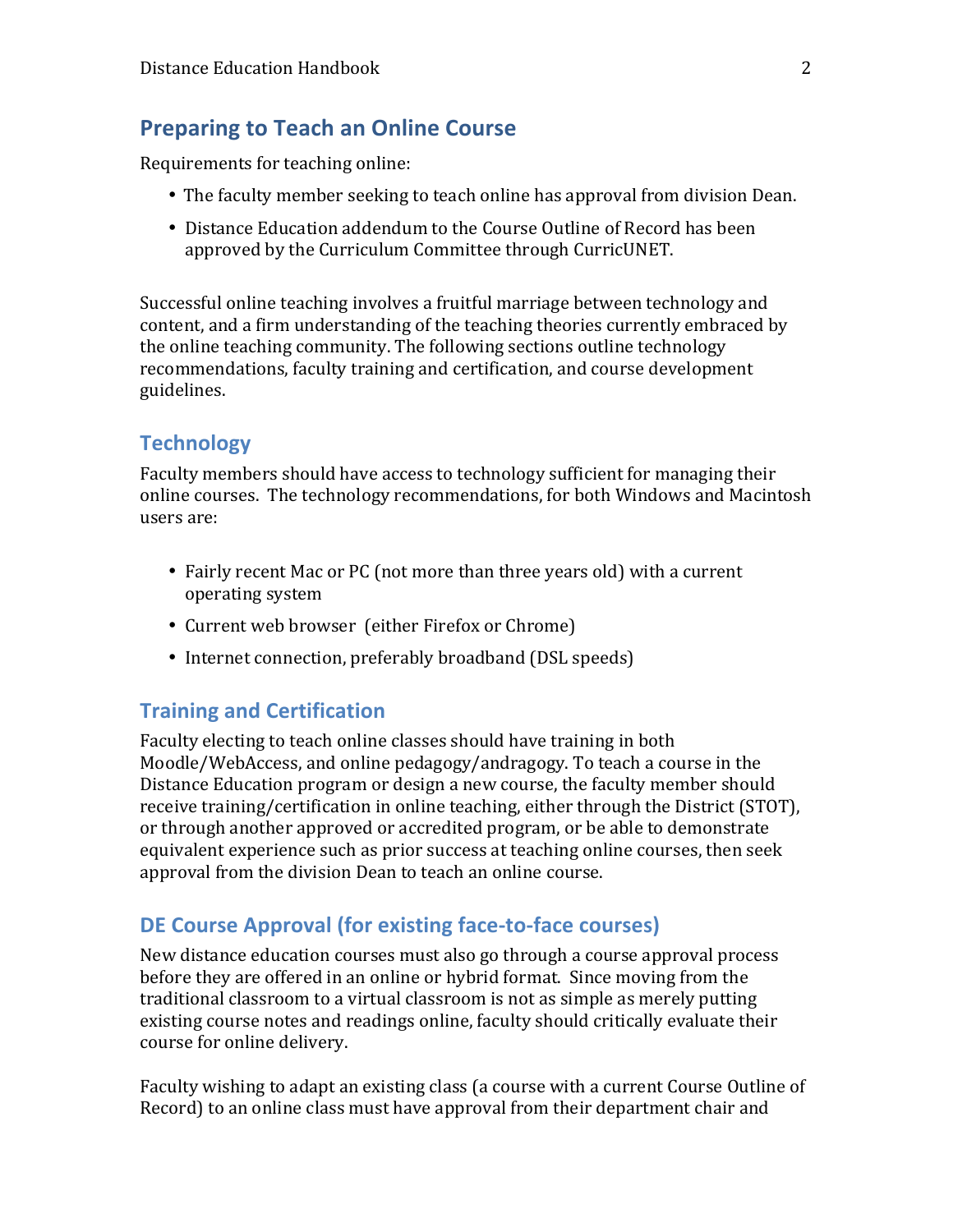## Preparing to Teach an Online Course

Requirements for teaching online:

- The faculty member seeking to teach online has approval from division Dean.
- Distance Education addendum to the Course Outline of Record has been approved by the Curriculum Committee through CurricUNET.

Successful online teaching involves a fruitful marriage between technology and content, and a firm understanding of the teaching theories currently embraced by the online teaching community. The following sections outline technology recommendations, faculty training and certification, and course development guidelines.

### Technology

Faculty members should have access to technology sufficient for managing their online courses. The technology recommendations, for both Windows and Macintosh users are:

- Fairly recent Mac or PC (not more than three years old) with a current operating system
- Current web browser (either Firefox or Chrome)
- Internet connection, preferably broadband (DSL speeds)

### Training and Certification

Faculty electing to teach online classes should have training in both Moodle/WebAccess, and online pedagogy/andragogy. To teach a course in the Distance Education program or design a new course, the faculty member should receive training/certification in online teaching, either through the District (STOT), or through another approved or accredited program, or be able to demonstrate equivalent experience such as prior success at teaching online courses, then seek approval from the division Dean to teach an online course.

### DE Course Approval (for existing face-to-face courses)

New distance education courses must also go through a course approval process before they are offered in an online or hybrid format. Since moving from the traditional classroom to a virtual classroom is not as simple as merely putting existing course notes and readings online, faculty should critically evaluate their course for online delivery.

Faculty wishing to adapt an existing class (a course with a current Course Outline of Record) to an online class must have approval from their department chair and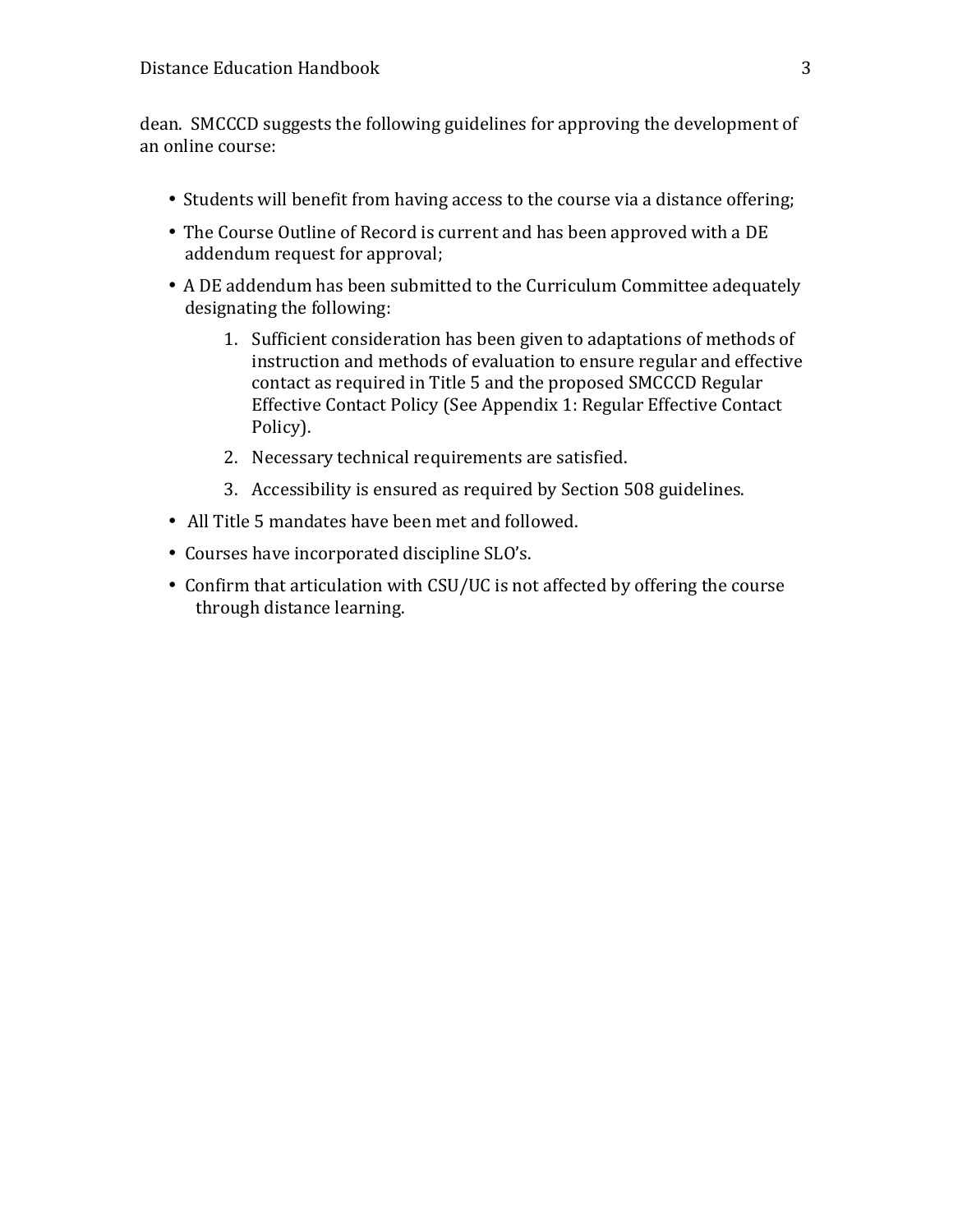dean. SMCCCD suggests the following guidelines for approving the development of an online course:

- Students will benefit from having access to the course via a distance offering;
- The Course Outline of Record is current and has been approved with a DE addendum request for approval;
- A DE addendum has been submitted to the Curriculum Committee adequately designating the following:
    1. Sufficient consideration has been given to adaptations of methods of instruction and methods of evaluation to ensure regular and effective contact as required in Title 5 and the proposed SMCCCD Regular Effective Contact Policy (See Appendix 1: Regular Effective Contact Policy).
    2. Necessary technical requirements are satisfied.
    3. Accessibility is ensured as required by Section 508 guidelines.
- All Title 5 mandates have been met and followed.
- Courses have incorporated discipline SLO's.
- Confirm that articulation with CSU/UC is not affected by offering the course through distance learning.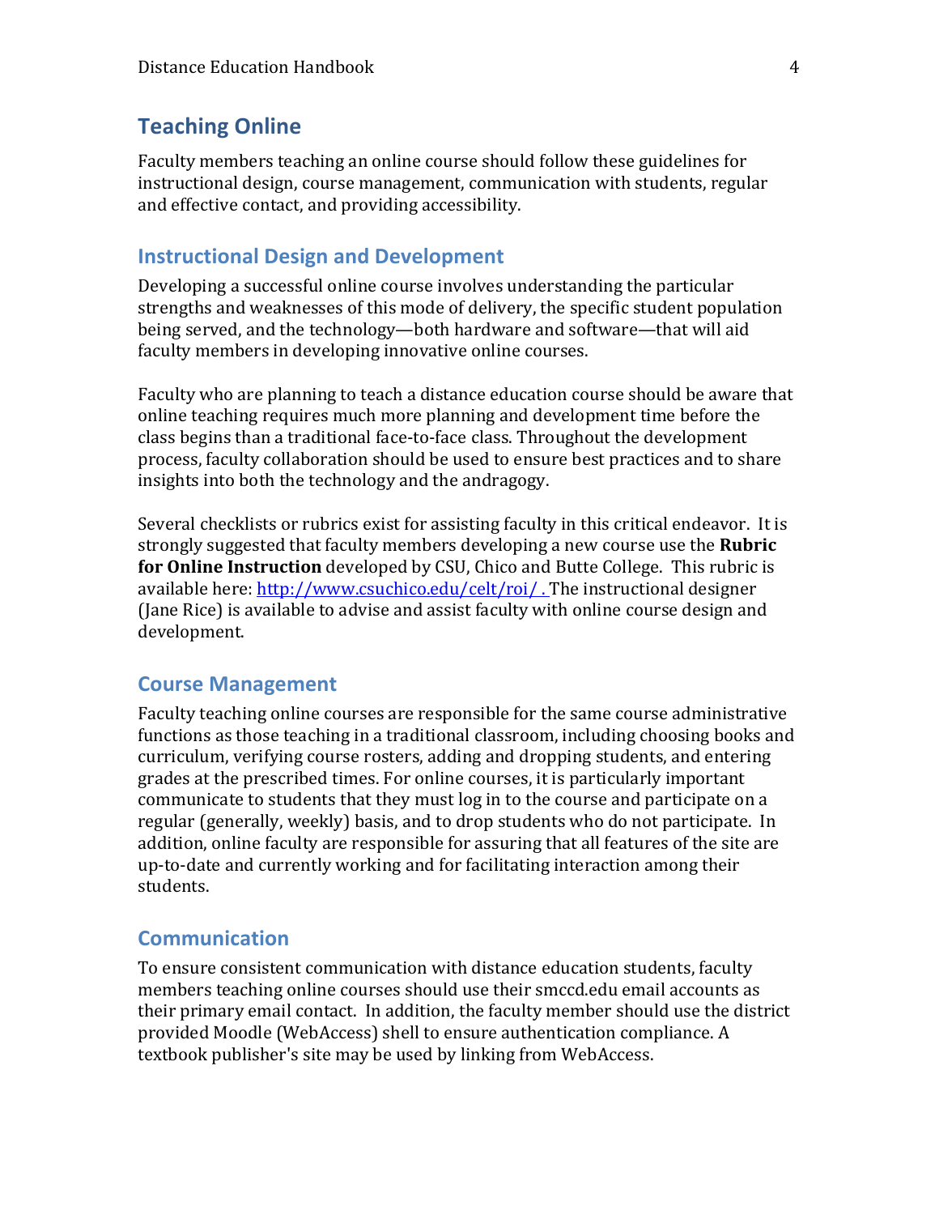## Teaching Online

Faculty members teaching an online course should follow these guidelines for instructional design, course management, communication with students, regular and effective contact, and providing accessibility.

### Instructional Design and Development

Developing a successful online course involves understanding the particular strengths and weaknesses of this mode of delivery, the specific student population being served, and the technology—both hardware and software—that will aid faculty members in developing innovative online courses.

Faculty who are planning to teach a distance education course should be aware that online teaching requires much more planning and development time before the class begins than a traditional face-to-face class. Throughout the development process, faculty collaboration should be used to ensure best practices and to share insights into both the technology and the andragogy.

Several checklists or rubrics exist for assisting faculty in this critical endeavor. It is strongly suggested that faculty members developing a new course use the **Rubric for Online Instruction** developed by CSU, Chico and Butte College. This rubric is available here: [http://www.csuchico.edu/celt/roi/ .](http://www.csuchico.edu/celt/roi/) The instructional designer (Jane Rice) is available to advise and assist faculty with online course design and development.

### Course Management

Faculty teaching online courses are responsible for the same course administrative functions as those teaching in a traditional classroom, including choosing books and curriculum, verifying course rosters, adding and dropping students, and entering grades at the prescribed times. For online courses, it is particularly important communicate to students that they must log in to the course and participate on a regular (generally, weekly) basis, and to drop students who do not participate. In addition, online faculty are responsible for assuring that all features of the site are up-to-date and currently working and for facilitating interaction among their students.

### Communication

To ensure consistent communication with distance education students, faculty members teaching online courses should use their smccd.edu email accounts as their primary email contact. In addition, the faculty member should use the district provided Moodle (WebAccess) shell to ensure authentication compliance. A textbook publisher's site may be used by linking from WebAccess.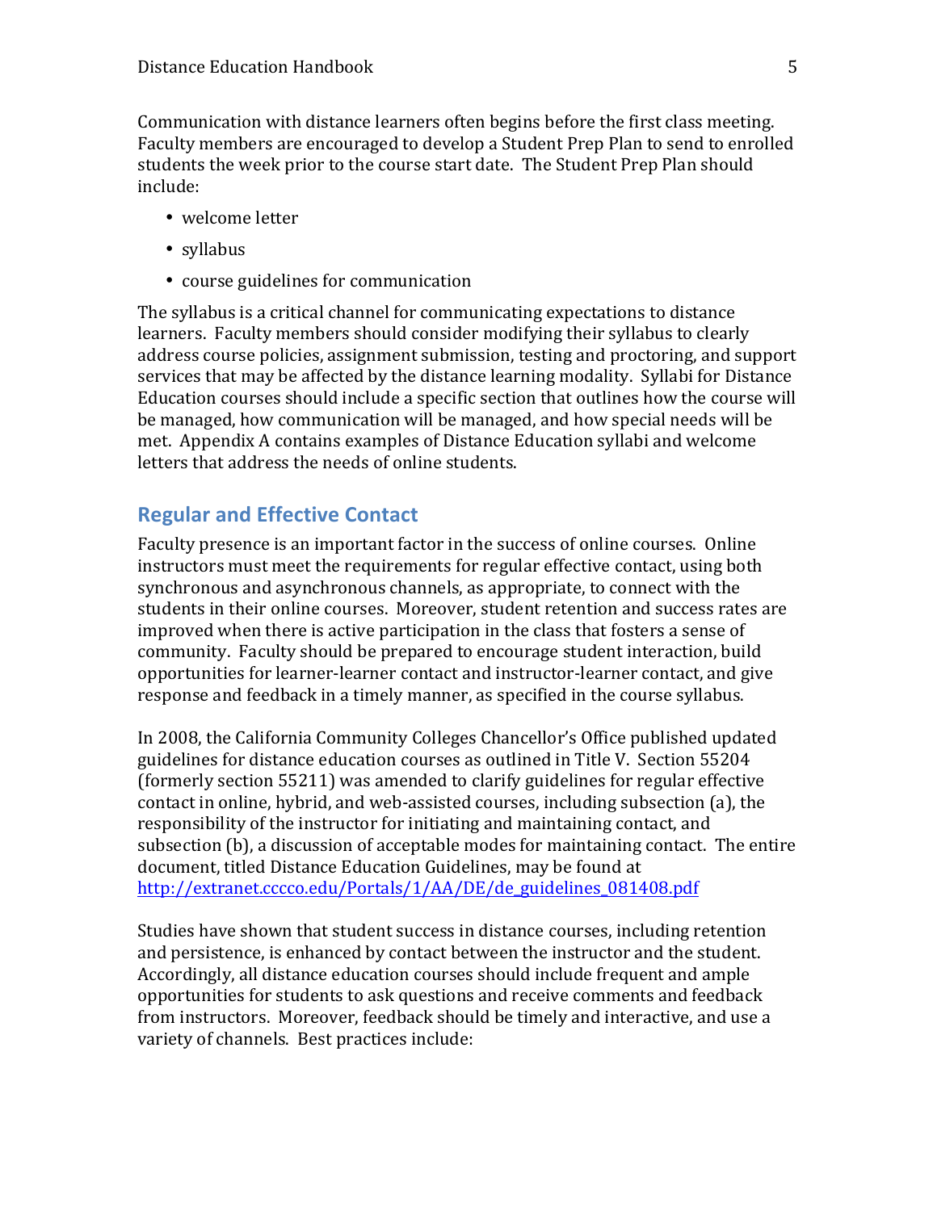Communication with distance learners often begins before the first class meeting. Faculty members are encouraged to develop a Student Prep Plan to send to enrolled students the week prior to the course start date. The Student Prep Plan should include:

- welcome letter
- syllabus
- course guidelines for communication

The syllabus is a critical channel for communicating expectations to distance learners. Faculty members should consider modifying their syllabus to clearly address course policies, assignment submission, testing and proctoring, and support services that may be affected by the distance learning modality. Syllabi for Distance Education courses should include a specific section that outlines how the course will be managed, how communication will be managed, and how special needs will be met. Appendix A contains examples of Distance Education syllabi and welcome letters that address the needs of online students.

## Regular and Effective Contact

Faculty presence is an important factor in the success of online courses. Online instructors must meet the requirements for regular effective contact, using both synchronous and asynchronous channels, as appropriate, to connect with the students in their online courses. Moreover, student retention and success rates are improved when there is active participation in the class that fosters a sense of community. Faculty should be prepared to encourage student interaction, build opportunities for learner-learner contact and instructor-learner contact, and give response and feedback in a timely manner, as specified in the course syllabus.

In 2008, the California Community Colleges Chancellor's Office published updated guidelines for distance education courses as outlined in Title V. Section 55204 (formerly section 55211) was amended to clarify guidelines for regular effective contact in online, hybrid, and web-assisted courses, including subsection (a), the responsibility of the instructor for initiating and maintaining contact, and subsection (b), a discussion of acceptable modes for maintaining contact. The entire document, titled Distance Education Guidelines, may be found at http://extranet.cccco.edu/Portals/1/AA/DE/de_guidelines_081408.pdf

Studies have shown that student success in distance courses, including retention and persistence, is enhanced by contact between the instructor and the student. Accordingly, all distance education courses should include frequent and ample opportunities for students to ask questions and receive comments and feedback from instructors. Moreover, feedback should be timely and interactive, and use a variety of channels. Best practices include: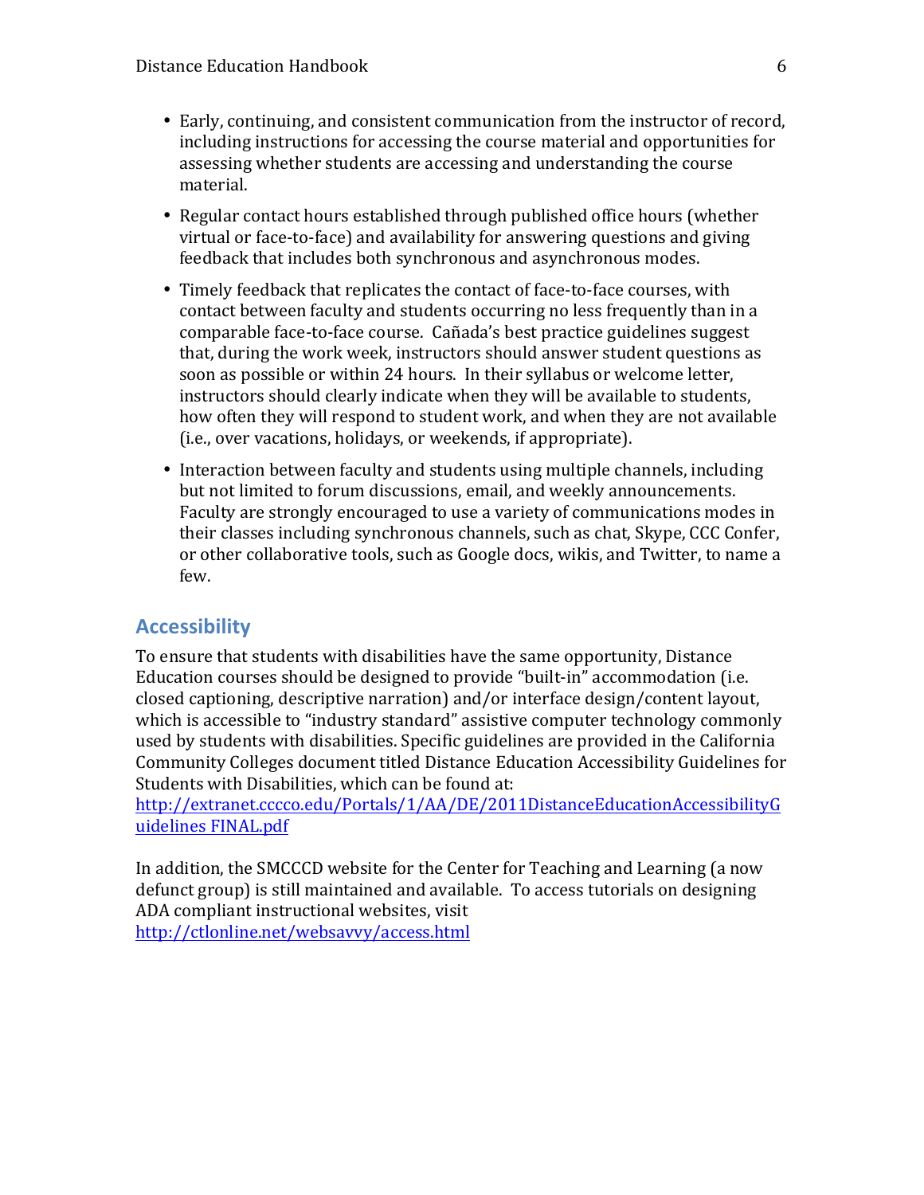- Early, continuing, and consistent communication from the instructor of record, including instructions for accessing the course material and opportunities for assessing whether students are accessing and understanding the course material.
- Regular contact hours established through published office hours (whether virtual or face-to-face) and availability for answering questions and giving feedback that includes both synchronous and asynchronous modes.
- Timely feedback that replicates the contact of face-to-face courses, with contact between faculty and students occurring no less frequently than in a comparable face-to-face course. Cañada's best practice guidelines suggest that, during the work week, instructors should answer student questions as soon as possible or within 24 hours. In their syllabus or welcome letter, instructors should clearly indicate when they will be available to students, how often they will respond to student work, and when they are not available (i.e., over vacations, holidays, or weekends, if appropriate).
- Interaction between faculty and students using multiple channels, including but not limited to forum discussions, email, and weekly announcements. Faculty are strongly encouraged to use a variety of communications modes in their classes including synchronous channels, such as chat, Skype, CCC Confer, or other collaborative tools, such as Google docs, wikis, and Twitter, to name a few.

## Accessibility

To ensure that students with disabilities have the same opportunity, Distance Education courses should be designed to provide "built-in" accommodation (i.e. closed captioning, descriptive narration) and/or interface design/content layout, which is accessible to "industry standard" assistive computer technology commonly used by students with disabilities. Specific guidelines are provided in the California Community Colleges document titled Distance Education Accessibility Guidelines for Students with Disabilities, which can be found at: http://extranet.cccco.edu/Portals/1/AA/DE/2011DistanceEducationAccessibilityGuidelines FINAL.pdf

In addition, the SMCCCD website for the Center for Teaching and Learning (a now defunct group) is still maintained and available. To access tutorials on designing ADA compliant instructional websites, visit http://ctlonline.net/websavvy/access.html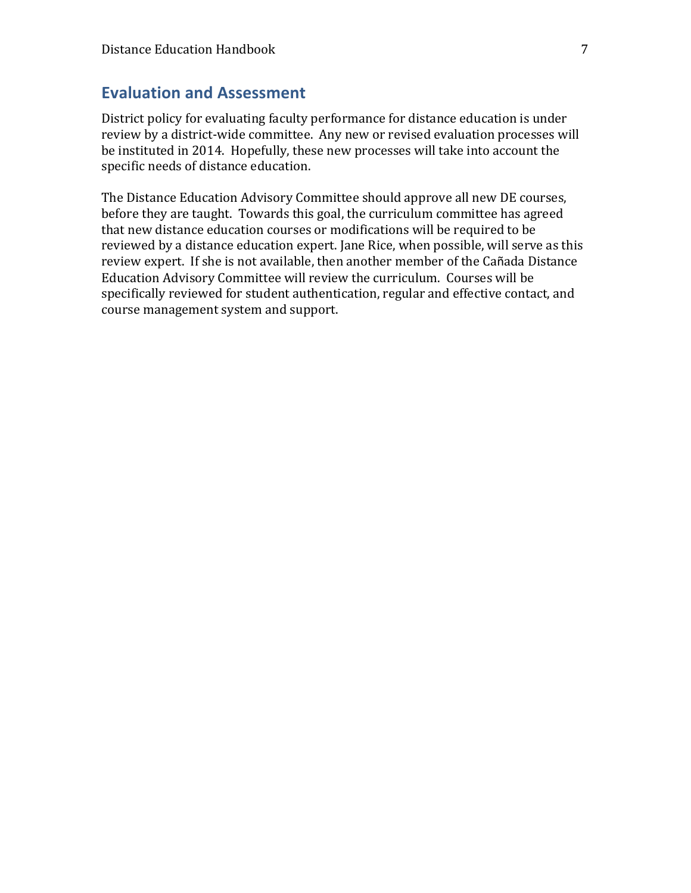## Evaluation and Assessment

District policy for evaluating faculty performance for distance education is under review by a district-wide committee. Any new or revised evaluation processes will be instituted in 2014. Hopefully, these new processes will take into account the specific needs of distance education.

The Distance Education Advisory Committee should approve all new DE courses, before they are taught. Towards this goal, the curriculum committee has agreed that new distance education courses or modifications will be required to be reviewed by a distance education expert. Jane Rice, when possible, will serve as this review expert. If she is not available, then another member of the Cañada Distance Education Advisory Committee will review the curriculum. Courses will be specifically reviewed for student authentication, regular and effective contact, and course management system and support.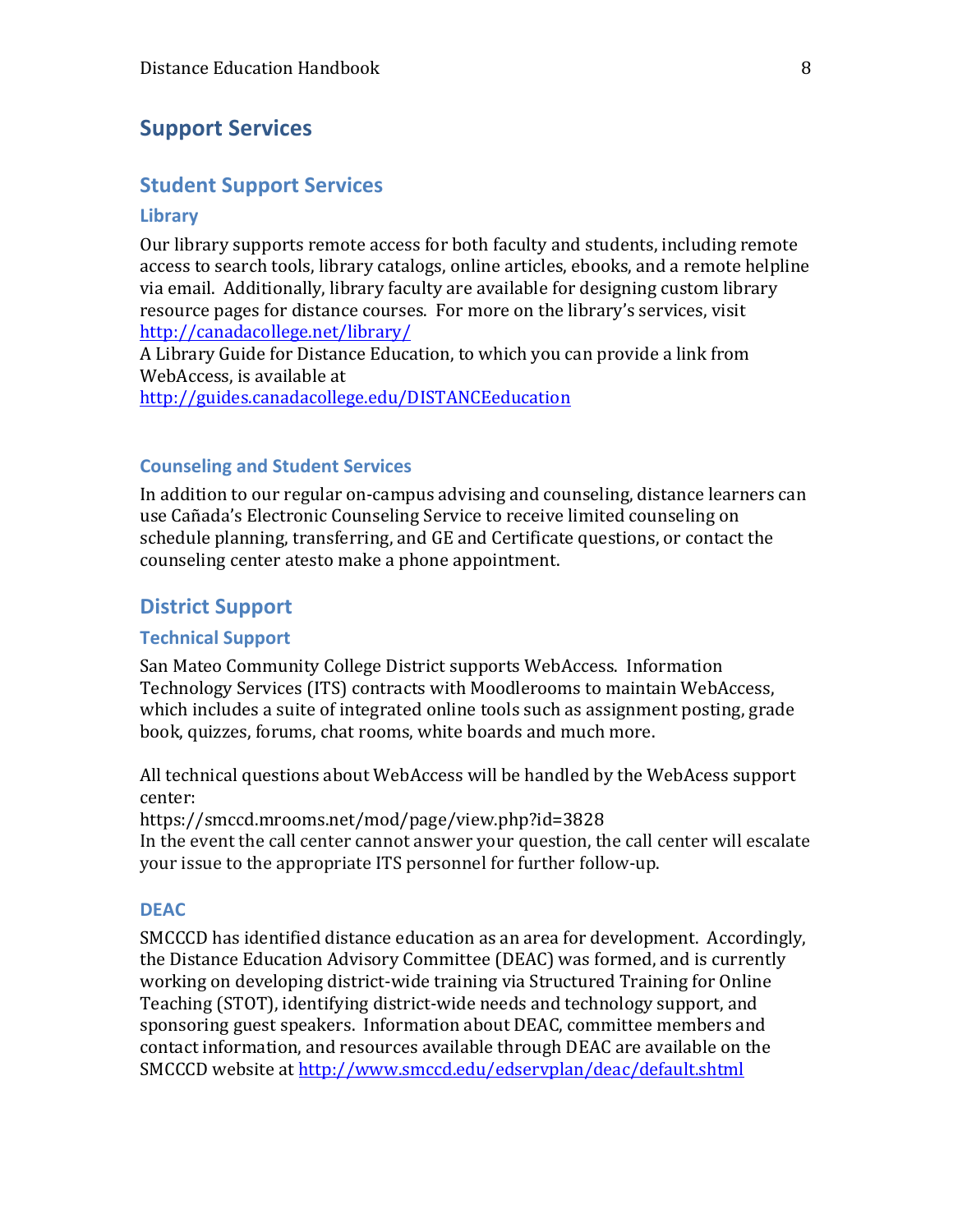# Support Services

## Student Support Services

### Library

Our library supports remote access for both faculty and students, including remote access to search tools, library catalogs, online articles, ebooks, and a remote helpline via email. Additionally, library faculty are available for designing custom library resource pages for distance courses. For more on the library's services, visit http://canadacollege.net/library/
A Library Guide for Distance Education, to which you can provide a link from WebAccess, is available at
http://guides.canadacollege.edu/DISTANCEeducation

### Counseling and Student Services

In addition to our regular on-campus advising and counseling, distance learners can use Cañada's Electronic Counseling Service to receive limited counseling on schedule planning, transferring, and GE and Certificate questions, or contact the counseling center atesto make a phone appointment.

## District Support

### Technical Support

San Mateo Community College District supports WebAccess. Information Technology Services (ITS) contracts with Moodlerooms to maintain WebAccess, which includes a suite of integrated online tools such as assignment posting, grade book, quizzes, forums, chat rooms, white boards and much more.

All technical questions about WebAccess will be handled by the WebAcess support center:
https://smccd.mrooms.net/mod/page/view.php?id=3828
In the event the call center cannot answer your question, the call center will escalate your issue to the appropriate ITS personnel for further follow-up.

### DEAC

SMCCCD has identified distance education as an area for development. Accordingly, the Distance Education Advisory Committee (DEAC) was formed, and is currently working on developing district-wide training via Structured Training for Online Teaching (STOT), identifying district-wide needs and technology support, and sponsoring guest speakers. Information about DEAC, committee members and contact information, and resources available through DEAC are available on the SMCCCD website at http://www.smccd.edu/edservplan/deac/default.shtml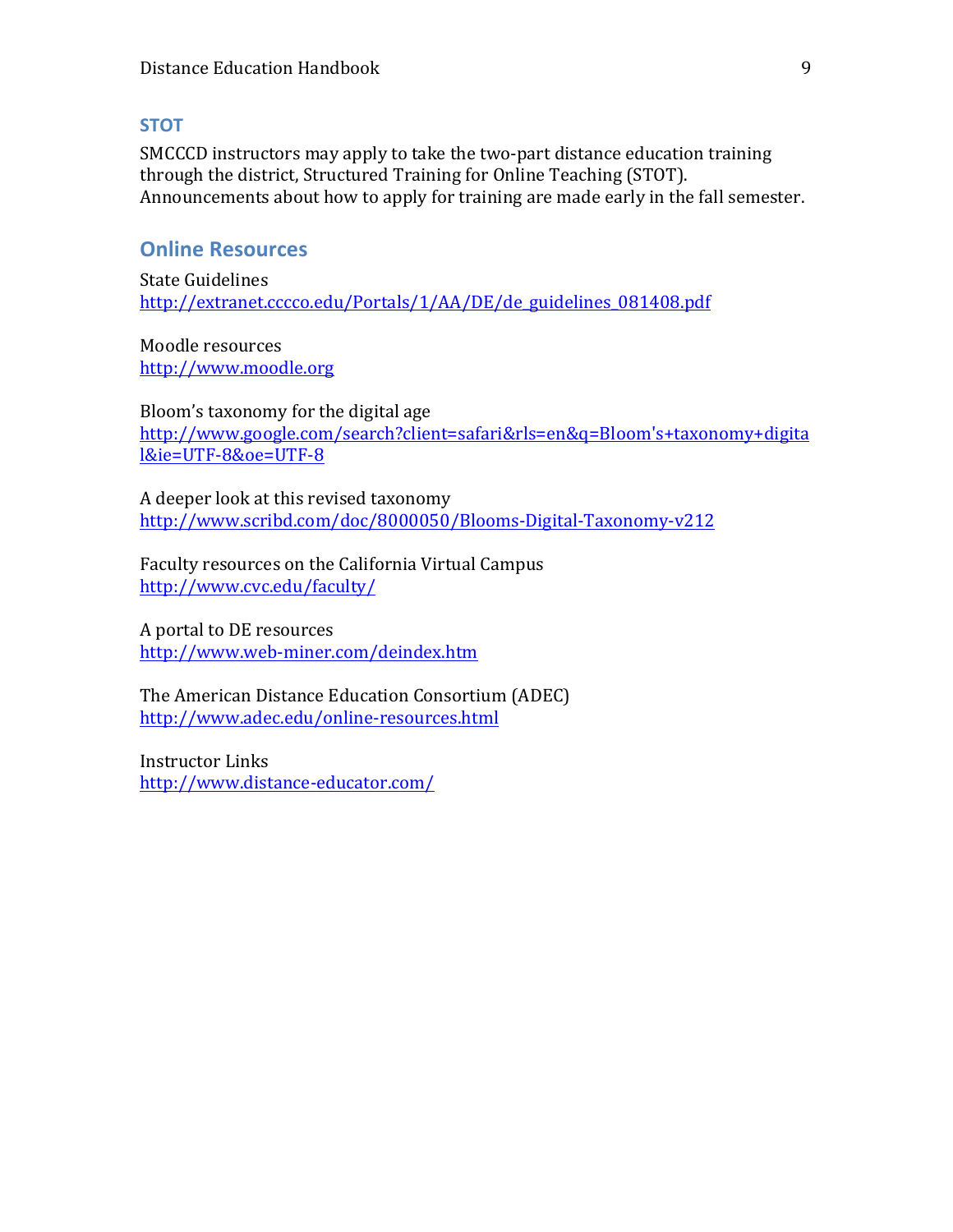### STOT

SMCCCD instructors may apply to take the two-part distance education training through the district, Structured Training for Online Teaching (STOT). Announcements about how to apply for training are made early in the fall semester.

## Online Resources

State Guidelines
http://extranet.cccco.edu/Portals/1/AA/DE/de_guidelines_081408.pdf

Moodle resources
http://www.moodle.org

Bloom's taxonomy for the digital age
http://www.google.com/search?client=safari&rls=en&q=Bloom's+taxonomy+digital&ie=UTF-8&oe=UTF-8

A deeper look at this revised taxonomy
http://www.scribd.com/doc/8000050/Blooms-Digital-Taxonomy-v212

Faculty resources on the California Virtual Campus
http://www.cvc.edu/faculty/

A portal to DE resources
http://www.web-miner.com/deindex.htm

The American Distance Education Consortium (ADEC)
http://www.adec.edu/online-resources.html

Instructor Links
http://www.distance-educator.com/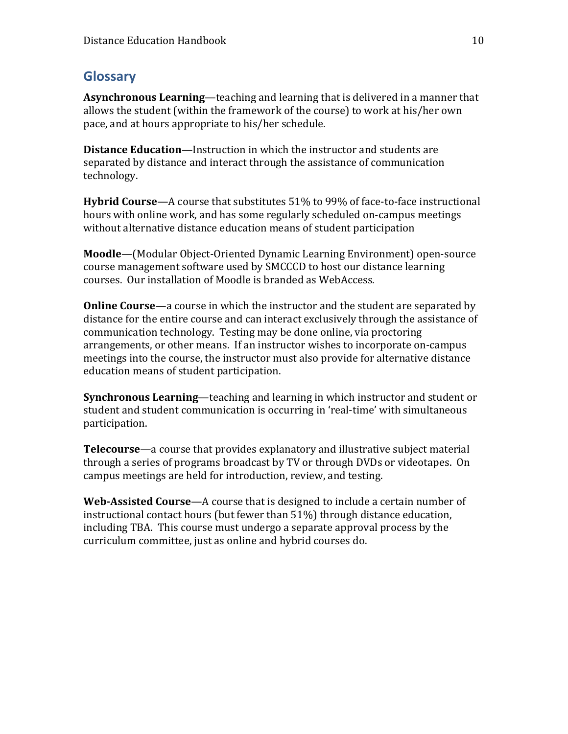## Glossary

**Asynchronous Learning**—teaching and learning that is delivered in a manner that allows the student (within the framework of the course) to work at his/her own pace, and at hours appropriate to his/her schedule.

**Distance Education**—Instruction in which the instructor and students are separated by distance and interact through the assistance of communication technology.

**Hybrid Course**—A course that substitutes 51% to 99% of face-to-face instructional hours with online work, and has some regularly scheduled on-campus meetings without alternative distance education means of student participation

**Moodle**—(Modular Object-Oriented Dynamic Learning Environment) open-source course management software used by SMCCCD to host our distance learning courses. Our installation of Moodle is branded as WebAccess.

**Online Course**—a course in which the instructor and the student are separated by distance for the entire course and can interact exclusively through the assistance of communication technology. Testing may be done online, via proctoring arrangements, or other means. If an instructor wishes to incorporate on-campus meetings into the course, the instructor must also provide for alternative distance education means of student participation.

**Synchronous Learning**—teaching and learning in which instructor and student or student and student communication is occurring in 'real-time' with simultaneous participation.

**Telecourse**—a course that provides explanatory and illustrative subject material through a series of programs broadcast by TV or through DVDs or videotapes. On campus meetings are held for introduction, review, and testing.

**Web-Assisted Course**—A course that is designed to include a certain number of instructional contact hours (but fewer than 51%) through distance education, including TBA. This course must undergo a separate approval process by the curriculum committee, just as online and hybrid courses do.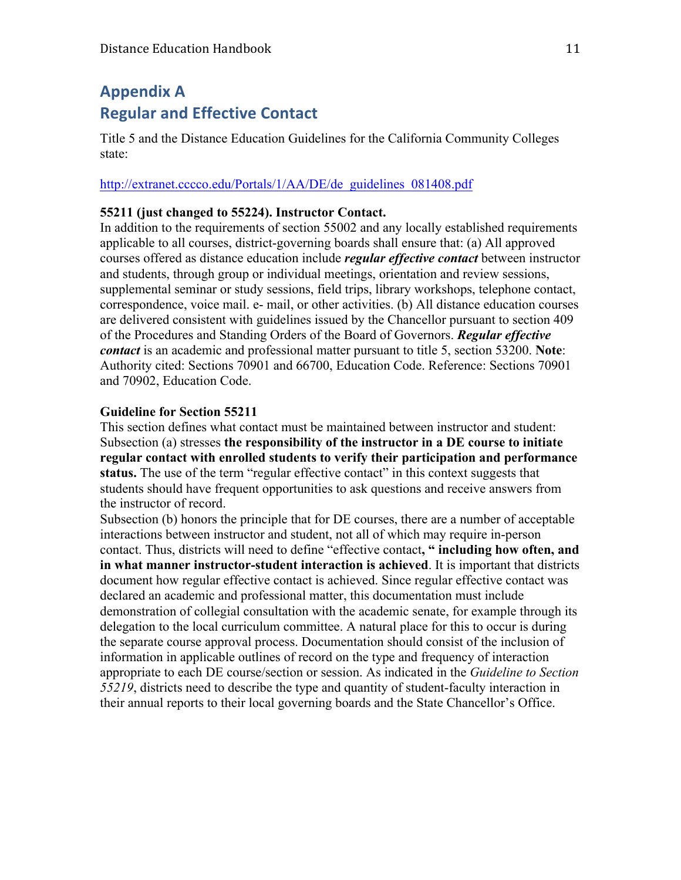# Appendix A
# Regular and Effective Contact

Title 5 and the Distance Education Guidelines for the California Community Colleges state:

http://extranet.cccco.edu/Portals/1/AA/DE/de_guidelines_081408.pdf

**55211 (just changed to 55224). Instructor Contact.**
In addition to the requirements of section 55002 and any locally established requirements applicable to all courses, district-governing boards shall ensure that: (a) All approved courses offered as distance education include ***regular effective contact*** between instructor and students, through group or individual meetings, orientation and review sessions, supplemental seminar or study sessions, field trips, library workshops, telephone contact, correspondence, voice mail. e- mail, or other activities. (b) All distance education courses are delivered consistent with guidelines issued by the Chancellor pursuant to section 409 of the Procedures and Standing Orders of the Board of Governors. ***Regular effective contact*** is an academic and professional matter pursuant to title 5, section 53200. **Note**: Authority cited: Sections 70901 and 66700, Education Code. Reference: Sections 70901 and 70902, Education Code.

**Guideline for Section 55211**
This section defines what contact must be maintained between instructor and student: Subsection (a) stresses **the responsibility of the instructor in a DE course to initiate regular contact with enrolled students to verify their participation and performance status.** The use of the term "regular effective contact" in this context suggests that students should have frequent opportunities to ask questions and receive answers from the instructor of record.
Subsection (b) honors the principle that for DE courses, there are a number of acceptable interactions between instructor and student, not all of which may require in-person contact. Thus, districts will need to define "effective contact**, " including how often, and in what manner instructor-student interaction is achieved**. It is important that districts document how regular effective contact is achieved. Since regular effective contact was declared an academic and professional matter, this documentation must include demonstration of collegial consultation with the academic senate, for example through its delegation to the local curriculum committee. A natural place for this to occur is during the separate course approval process. Documentation should consist of the inclusion of information in applicable outlines of record on the type and frequency of interaction appropriate to each DE course/section or session. As indicated in the *Guideline to Section 55219*, districts need to describe the type and quantity of student-faculty interaction in their annual reports to their local governing boards and the State Chancellor's Office.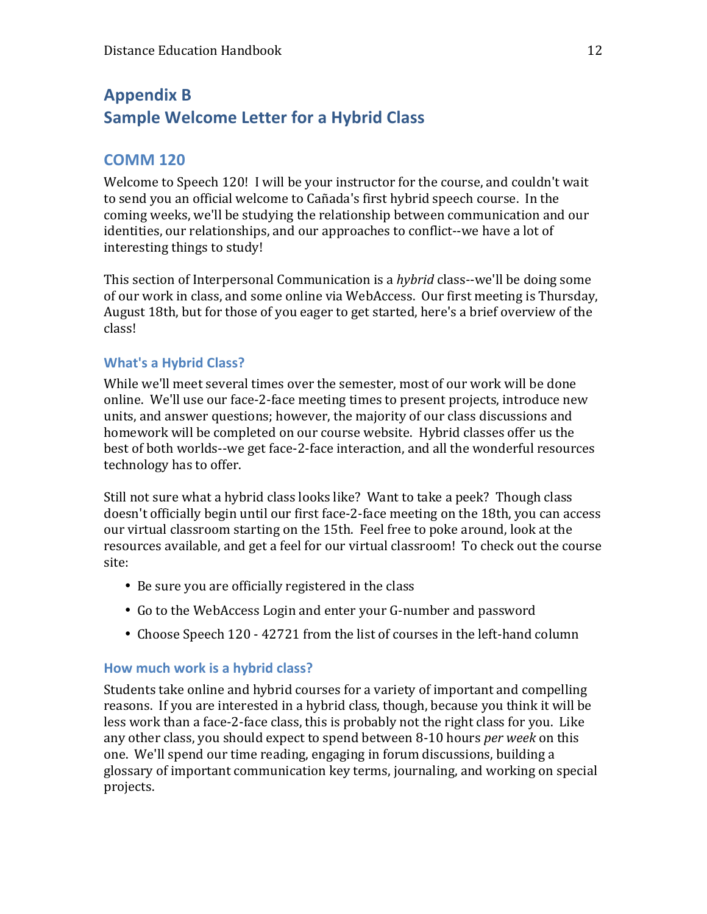# Appendix B
# Sample Welcome Letter for a Hybrid Class

## COMM 120

Welcome to Speech 120! I will be your instructor for the course, and couldn't wait to send you an official welcome to Cañada's first hybrid speech course. In the coming weeks, we'll be studying the relationship between communication and our identities, our relationships, and our approaches to conflict--we have a lot of interesting things to study!

This section of Interpersonal Communication is a *hybrid* class--we'll be doing some of our work in class, and some online via WebAccess. Our first meeting is Thursday, August 18th, but for those of you eager to get started, here's a brief overview of the class!

### What's a Hybrid Class?

While we'll meet several times over the semester, most of our work will be done online. We'll use our face-2-face meeting times to present projects, introduce new units, and answer questions; however, the majority of our class discussions and homework will be completed on our course website. Hybrid classes offer us the best of both worlds--we get face-2-face interaction, and all the wonderful resources technology has to offer.

Still not sure what a hybrid class looks like? Want to take a peek? Though class doesn't officially begin until our first face-2-face meeting on the 18th, you can access our virtual classroom starting on the 15th. Feel free to poke around, look at the resources available, and get a feel for our virtual classroom! To check out the course site:

- Be sure you are officially registered in the class
- Go to the WebAccess Login and enter your G-number and password
- Choose Speech 120 - 42721 from the list of courses in the left-hand column

### How much work is a hybrid class?

Students take online and hybrid courses for a variety of important and compelling reasons. If you are interested in a hybrid class, though, because you think it will be less work than a face-2-face class, this is probably not the right class for you. Like any other class, you should expect to spend between 8-10 hours *per week* on this one. We'll spend our time reading, engaging in forum discussions, building a glossary of important communication key terms, journaling, and working on special projects.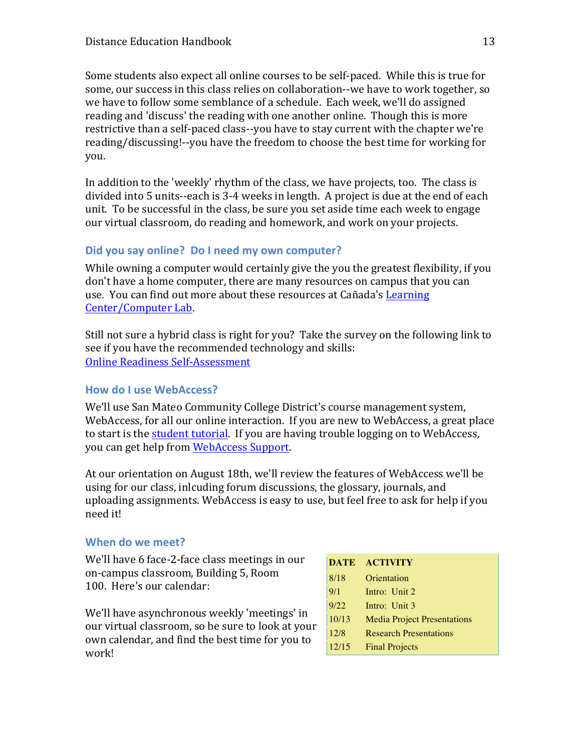Some students also expect all online courses to be self-paced. While this is true for some, our success in this class relies on collaboration--we have to work together, so we have to follow some semblance of a schedule. Each week, we'll do assigned reading and 'discuss' the reading with one another online. Though this is more restrictive than a self-paced class--you have to stay current with the chapter we're reading/discussing!--you have the freedom to choose the best time for working for you.

In addition to the 'weekly' rhythm of the class, we have projects, too. The class is divided into 5 units--each is 3-4 weeks in length. A project is due at the end of each unit. To be successful in the class, be sure you set aside time each week to engage our virtual classroom, do reading and homework, and work on your projects.

### Did you say online? Do I need my own computer?

While owning a computer would certainly give the you the greatest flexibility, if you don't have a home computer, there are many resources on campus that you can use. You can find out more about these resources at Cañada's [Learning Center/Computer Lab](#).

Still not sure a hybrid class is right for you? Take the survey on the following link to see if you have the recommended technology and skills:
[Online Readiness Self-Assessment](#)

### How do I use WebAccess?

We'll use San Mateo Community College District's course management system, WebAccess, for all our online interaction. If you are new to WebAccess, a great place to start is the [student tutorial](#). If you are having trouble logging on to WebAccess, you can get help from [WebAccess Support](#).

At our orientation on August 18th, we'll review the features of WebAccess we'll be using for our class, inlcuding forum discussions, the glossary, journals, and uploading assignments. WebAccess is easy to use, but feel free to ask for help if you need it!

### When do we meet?

We'll have 6 face-2-face class meetings in our on-campus classroom, Building 5, Room 100. Here's our calendar:

| DATE | ACTIVITY |
| --- | --- |
| 8/18 | Orientation |
| 9/1 | Intro: Unit 2 |
| 9/22 | Intro: Unit 3 |
| 10/13 | Media Project Presentations |
| 12/8 | Research Presentations |
| 12/15 | Final Projects |

We'll have asynchronous weekly 'meetings' in our virtual classroom, so be sure to look at your own calendar, and find the best time for you to work!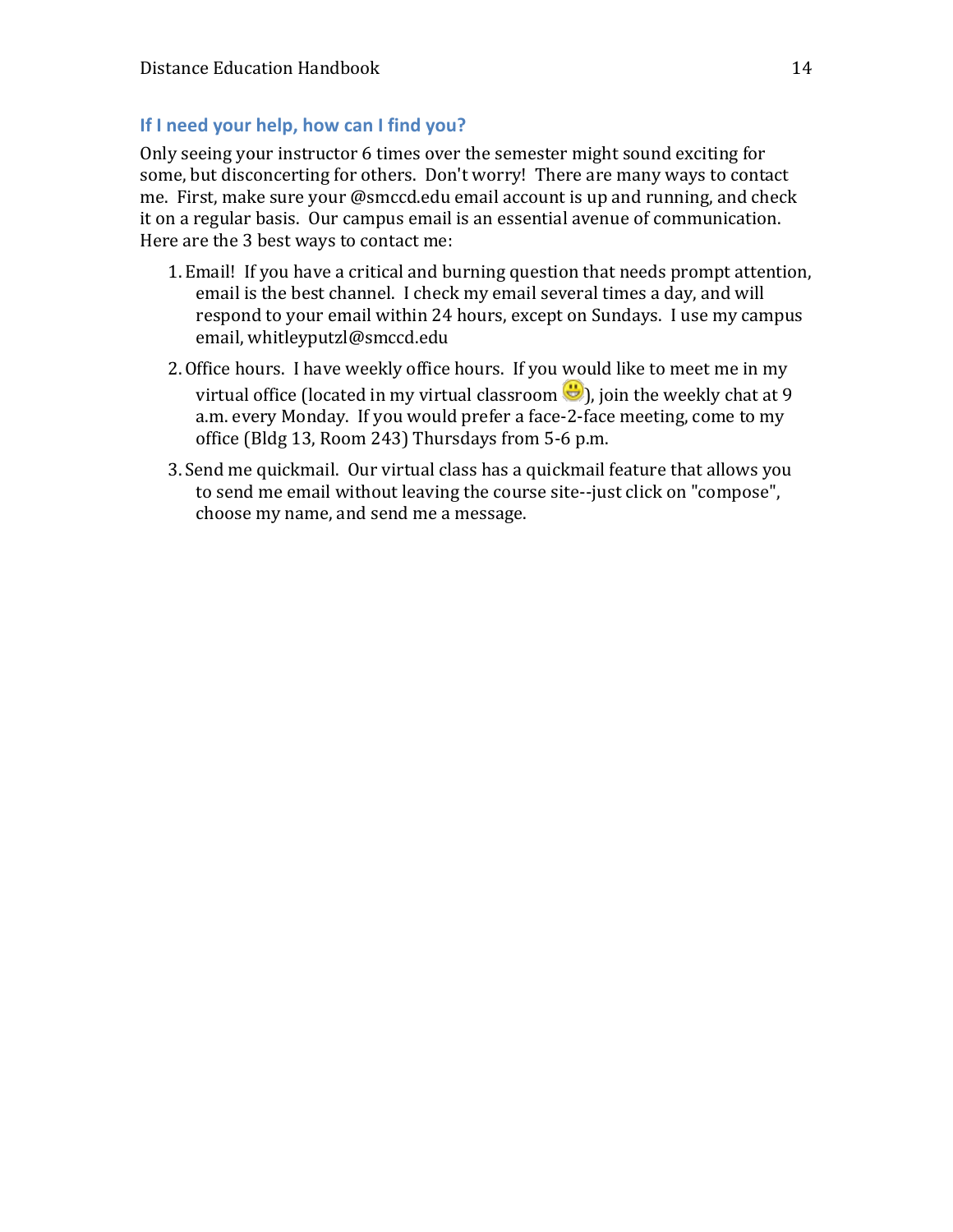## If I need your help, how can I find you?

Only seeing your instructor 6 times over the semester might sound exciting for some, but disconcerting for others. Don't worry! There are many ways to contact me. First, make sure your @smccd.edu email account is up and running, and check it on a regular basis. Our campus email is an essential avenue of communication. Here are the 3 best ways to contact me:

1. Email! If you have a critical and burning question that needs prompt attention, email is the best channel. I check my email several times a day, and will respond to your email within 24 hours, except on Sundays. I use my campus email, whitleyputzl@smccd.edu
2. Office hours. I have weekly office hours. If you would like to meet me in my virtual office (located in my virtual classroom 😀), join the weekly chat at 9 a.m. every Monday. If you would prefer a face-2-face meeting, come to my office (Bldg 13, Room 243) Thursdays from 5-6 p.m.
3. Send me quickmail. Our virtual class has a quickmail feature that allows you to send me email without leaving the course site--just click on "compose", choose my name, and send me a message.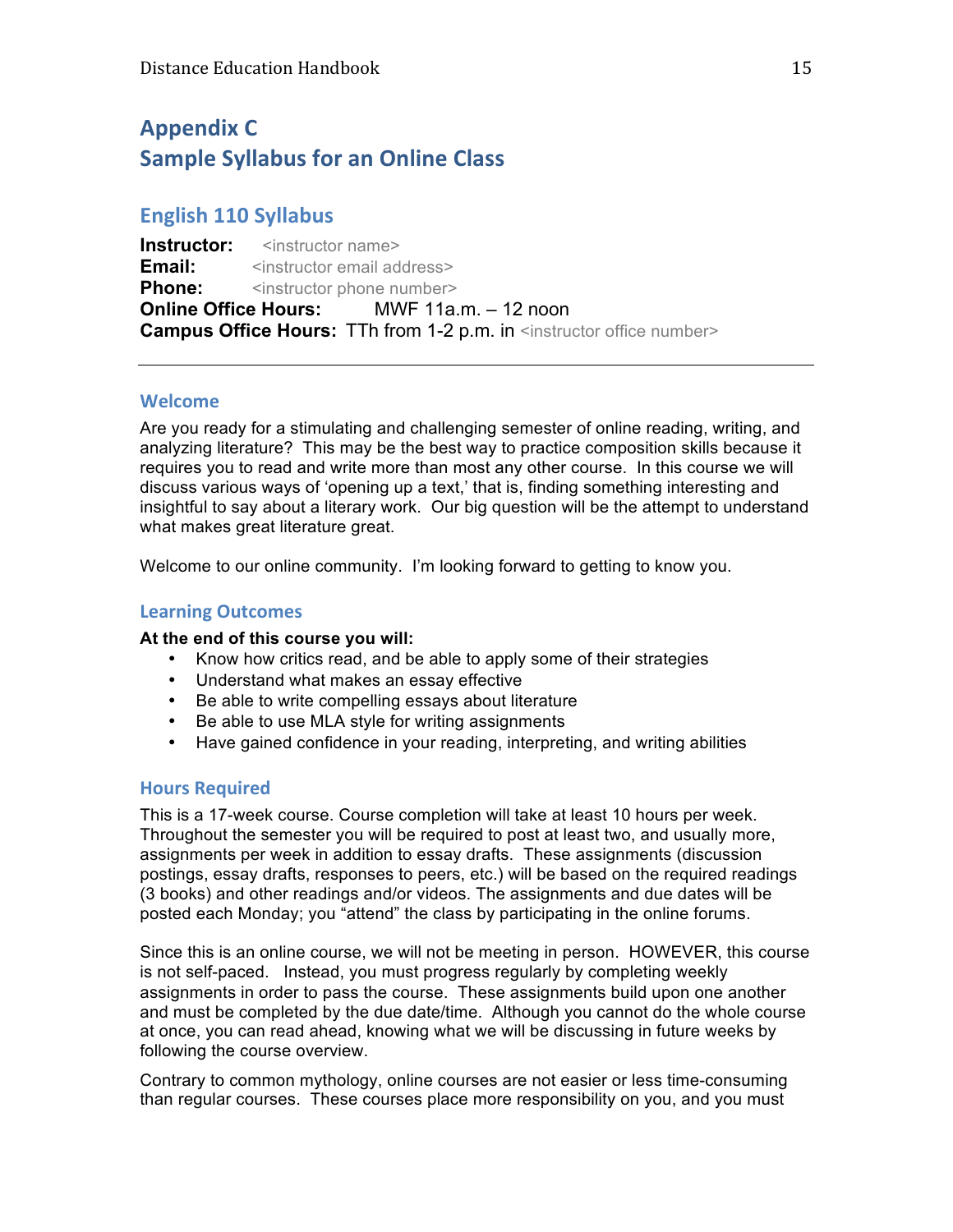# Appendix C
# Sample Syllabus for an Online Class

## English 110 Syllabus

**Instructor:** <instructor name>
**Email:** <instructor email address>
**Phone:** <instructor phone number>
**Online Office Hours:** MWF 11a.m. – 12 noon
**Campus Office Hours:** TTh from 1-2 p.m. in <instructor office number>

---

### Welcome

Are you ready for a stimulating and challenging semester of online reading, writing, and analyzing literature? This may be the best way to practice composition skills because it requires you to read and write more than most any other course. In this course we will discuss various ways of 'opening up a text,' that is, finding something interesting and insightful to say about a literary work. Our big question will be the attempt to understand what makes great literature great.

Welcome to our online community. I'm looking forward to getting to know you.

### Learning Outcomes

**At the end of this course you will:**

- Know how critics read, and be able to apply some of their strategies
- Understand what makes an essay effective
- Be able to write compelling essays about literature
- Be able to use MLA style for writing assignments
- Have gained confidence in your reading, interpreting, and writing abilities

### Hours Required

This is a 17-week course. Course completion will take at least 10 hours per week. Throughout the semester you will be required to post at least two, and usually more, assignments per week in addition to essay drafts. These assignments (discussion postings, essay drafts, responses to peers, etc.) will be based on the required readings (3 books) and other readings and/or videos. The assignments and due dates will be posted each Monday; you "attend" the class by participating in the online forums.

Since this is an online course, we will not be meeting in person. HOWEVER, this course is not self-paced. Instead, you must progress regularly by completing weekly assignments in order to pass the course. These assignments build upon one another and must be completed by the due date/time. Although you cannot do the whole course at once, you can read ahead, knowing what we will be discussing in future weeks by following the course overview.

Contrary to common mythology, online courses are not easier or less time-consuming than regular courses. These courses place more responsibility on you, and you must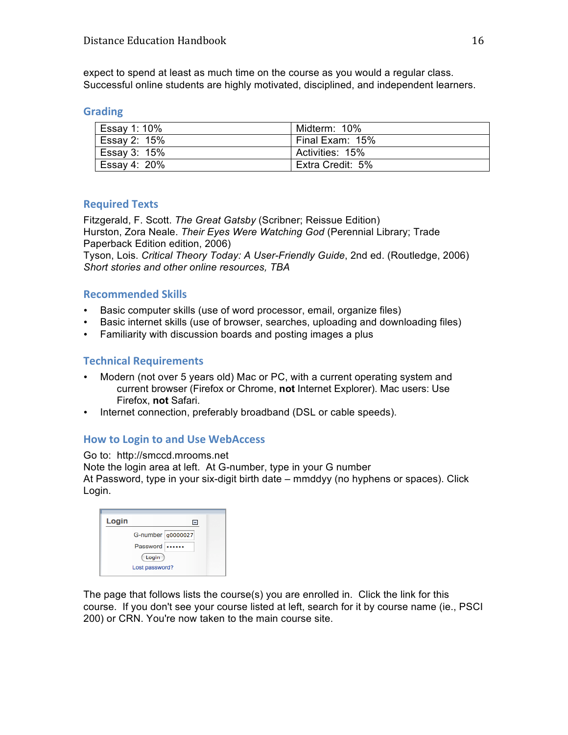expect to spend at least as much time on the course as you would a regular class. Successful online students are highly motivated, disciplined, and independent learners.

## Grading

| | |
|---|---|
| Essay 1: 10% | Midterm: 10% |
| Essay 2: 15% | Final Exam: 15% |
| Essay 3: 15% | Activities: 15% |
| Essay 4: 20% | Extra Credit: 5% |

## Required Texts

Fitzgerald, F. Scott. *The Great Gatsby* (Scribner; Reissue Edition)
Hurston, Zora Neale. *Their Eyes Were Watching God* (Perennial Library; Trade Paperback Edition edition, 2006)
Tyson, Lois. *Critical Theory Today: A User-Friendly Guide*, 2nd ed. (Routledge, 2006)
*Short stories and other online resources, TBA*

## Recommended Skills

- Basic computer skills (use of word processor, email, organize files)
- Basic internet skills (use of browser, searches, uploading and downloading files)
- Familiarity with discussion boards and posting images a plus

## Technical Requirements

- Modern (not over 5 years old) Mac or PC, with a current operating system and current browser (Firefox or Chrome, **not** Internet Explorer). Mac users: Use Firefox, **not** Safari.
- Internet connection, preferably broadband (DSL or cable speeds).

## How to Login to and Use WebAccess

Go to: http://smccd.mrooms.net
Note the login area at left. At G-number, type in your G number
At Password, type in your six-digit birth date – mmddyy (no hyphens or spaces). Click Login.

Login
G-number g0000027
Password ••••••
Login
Lost password?

The page that follows lists the course(s) you are enrolled in. Click the link for this course. If you don't see your course listed at left, search for it by course name (ie., PSCI 200) or CRN. You're now taken to the main course site.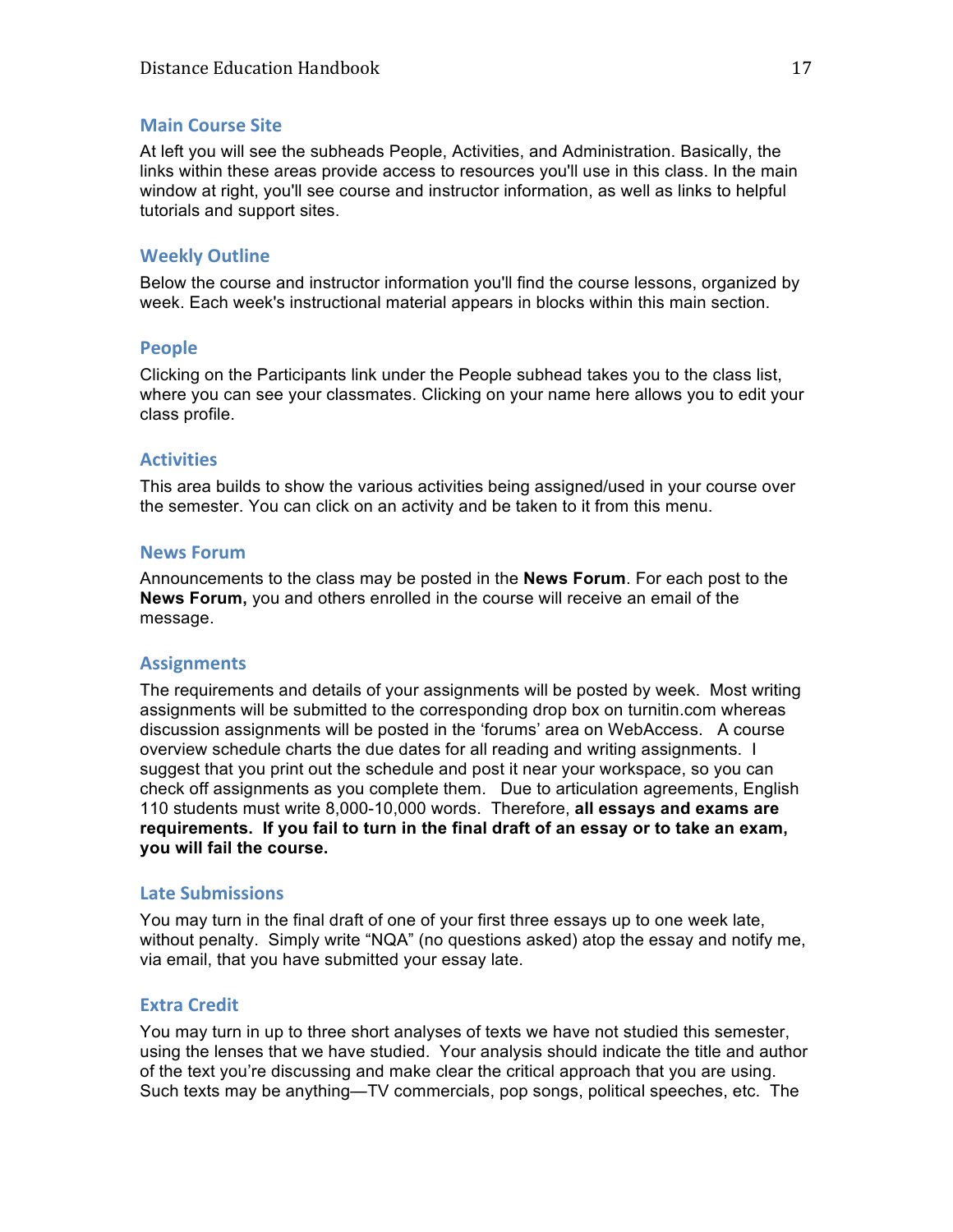### Main Course Site

At left you will see the subheads People, Activities, and Administration. Basically, the links within these areas provide access to resources you'll use in this class. In the main window at right, you'll see course and instructor information, as well as links to helpful tutorials and support sites.

### Weekly Outline

Below the course and instructor information you'll find the course lessons, organized by week. Each week's instructional material appears in blocks within this main section.

### People

Clicking on the Participants link under the People subhead takes you to the class list, where you can see your classmates. Clicking on your name here allows you to edit your class profile.

### Activities

This area builds to show the various activities being assigned/used in your course over the semester. You can click on an activity and be taken to it from this menu.

### News Forum

Announcements to the class may be posted in the **News Forum**. For each post to the **News Forum,** you and others enrolled in the course will receive an email of the message.

### Assignments

The requirements and details of your assignments will be posted by week. Most writing assignments will be submitted to the corresponding drop box on turnitin.com whereas discussion assignments will be posted in the 'forums' area on WebAccess. A course overview schedule charts the due dates for all reading and writing assignments. I suggest that you print out the schedule and post it near your workspace, so you can check off assignments as you complete them. Due to articulation agreements, English 110 students must write 8,000-10,000 words. Therefore, **all essays and exams are requirements. If you fail to turn in the final draft of an essay or to take an exam, you will fail the course.**

### Late Submissions

You may turn in the final draft of one of your first three essays up to one week late, without penalty. Simply write "NQA" (no questions asked) atop the essay and notify me, via email, that you have submitted your essay late.

### Extra Credit

You may turn in up to three short analyses of texts we have not studied this semester, using the lenses that we have studied. Your analysis should indicate the title and author of the text you're discussing and make clear the critical approach that you are using. Such texts may be anything—TV commercials, pop songs, political speeches, etc. The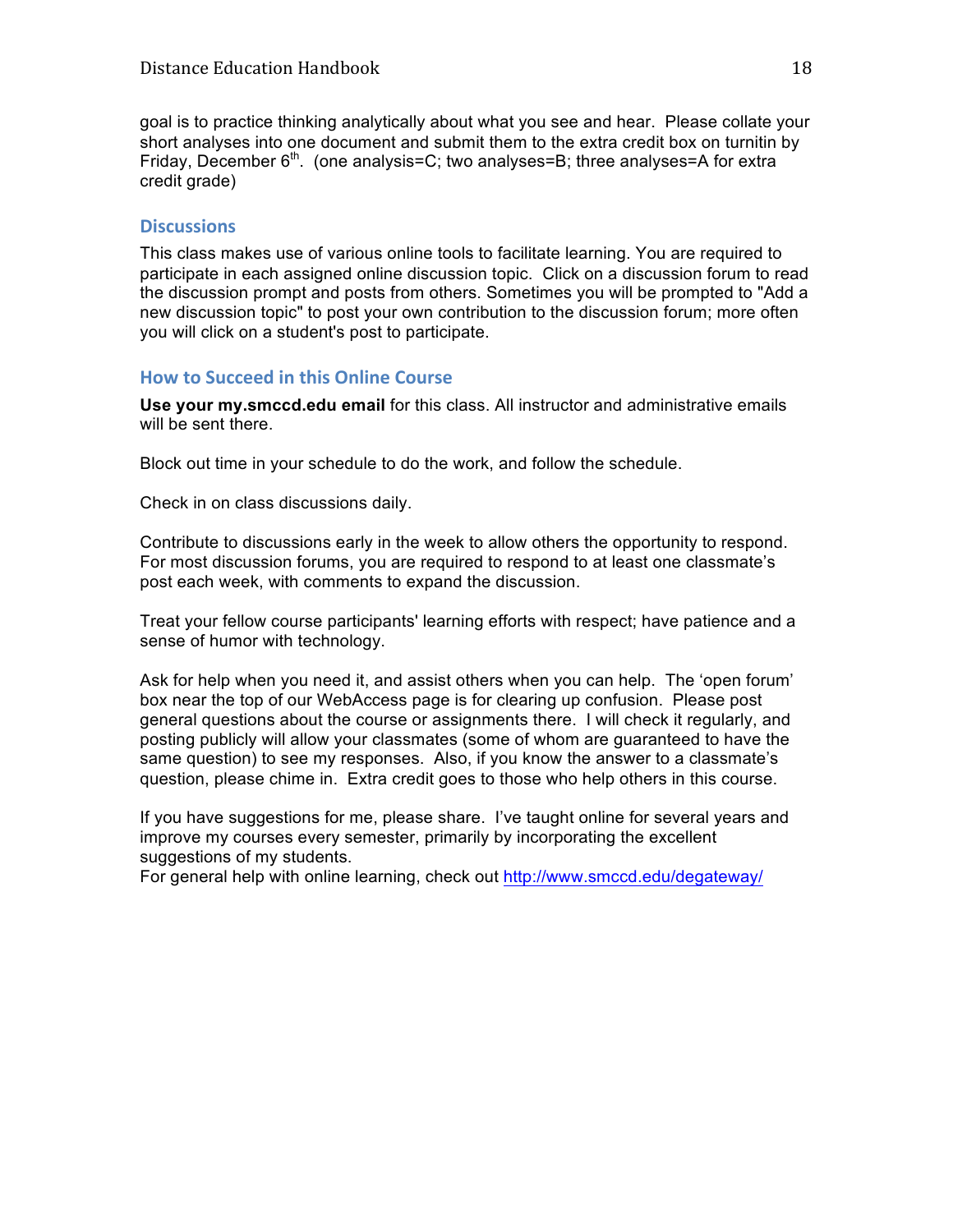goal is to practice thinking analytically about what you see and hear. Please collate your short analyses into one document and submit them to the extra credit box on turnitin by Friday, December 6th. (one analysis=C; two analyses=B; three analyses=A for extra credit grade)

## Discussions

This class makes use of various online tools to facilitate learning. You are required to participate in each assigned online discussion topic. Click on a discussion forum to read the discussion prompt and posts from others. Sometimes you will be prompted to "Add a new discussion topic" to post your own contribution to the discussion forum; more often you will click on a student's post to participate.

## How to Succeed in this Online Course

**Use your my.smccd.edu email** for this class. All instructor and administrative emails will be sent there.

Block out time in your schedule to do the work, and follow the schedule.

Check in on class discussions daily.

Contribute to discussions early in the week to allow others the opportunity to respond. For most discussion forums, you are required to respond to at least one classmate's post each week, with comments to expand the discussion.

Treat your fellow course participants' learning efforts with respect; have patience and a sense of humor with technology.

Ask for help when you need it, and assist others when you can help. The 'open forum' box near the top of our WebAccess page is for clearing up confusion. Please post general questions about the course or assignments there. I will check it regularly, and posting publicly will allow your classmates (some of whom are guaranteed to have the same question) to see my responses. Also, if you know the answer to a classmate's question, please chime in. Extra credit goes to those who help others in this course.

If you have suggestions for me, please share. I've taught online for several years and improve my courses every semester, primarily by incorporating the excellent suggestions of my students.
For general help with online learning, check out http://www.smccd.edu/degateway/